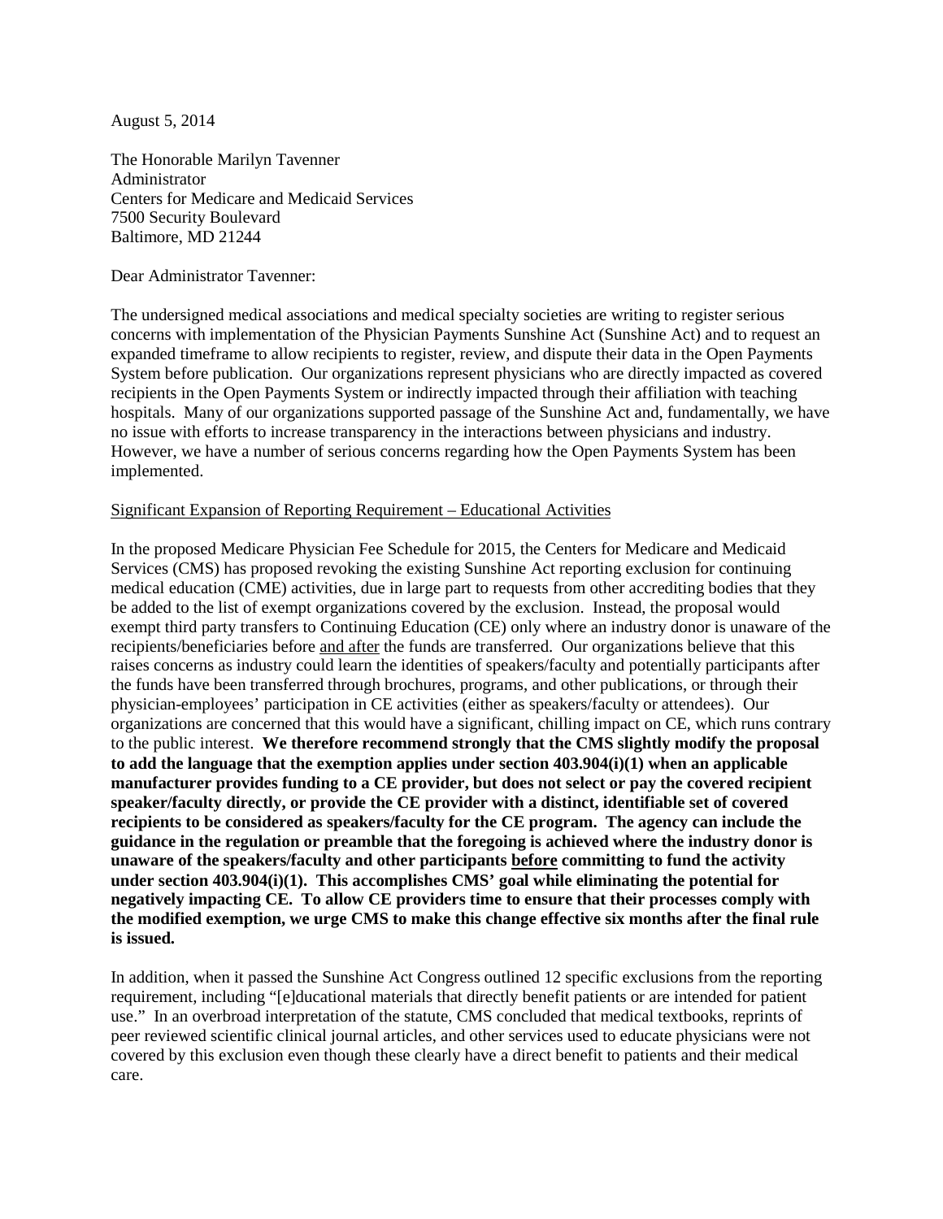August 5, 2014

The Honorable Marilyn Tavenner
Administrator
Centers for Medicare and Medicaid Services
7500 Security Boulevard
Baltimore, MD 21244

Dear Administrator Tavenner:

The undersigned medical associations and medical specialty societies are writing to register serious concerns with implementation of the Physician Payments Sunshine Act (Sunshine Act) and to request an expanded timeframe to allow recipients to register, review, and dispute their data in the Open Payments System before publication. Our organizations represent physicians who are directly impacted as covered recipients in the Open Payments System or indirectly impacted through their affiliation with teaching hospitals. Many of our organizations supported passage of the Sunshine Act and, fundamentally, we have no issue with efforts to increase transparency in the interactions between physicians and industry. However, we have a number of serious concerns regarding how the Open Payments System has been implemented.

<u>Significant Expansion of Reporting Requirement – Educational Activities</u>

In the proposed Medicare Physician Fee Schedule for 2015, the Centers for Medicare and Medicaid Services (CMS) has proposed revoking the existing Sunshine Act reporting exclusion for continuing medical education (CME) activities, due in large part to requests from other accrediting bodies that they be added to the list of exempt organizations covered by the exclusion. Instead, the proposal would exempt third party transfers to Continuing Education (CE) only where an industry donor is unaware of the recipients/beneficiaries before <u>and after</u> the funds are transferred. Our organizations believe that this raises concerns as industry could learn the identities of speakers/faculty and potentially participants after the funds have been transferred through brochures, programs, and other publications, or through their physician-employees' participation in CE activities (either as speakers/faculty or attendees). Our organizations are concerned that this would have a significant, chilling impact on CE, which runs contrary to the public interest. **We therefore recommend strongly that the CMS slightly modify the proposal to add the language that the exemption applies under section 403.904(i)(1) when an applicable manufacturer provides funding to a CE provider, but does not select or pay the covered recipient speaker/faculty directly, or provide the CE provider with a distinct, identifiable set of covered recipients to be considered as speakers/faculty for the CE program. The agency can include the guidance in the regulation or preamble that the foregoing is achieved where the industry donor is unaware of the speakers/faculty and other participants <u>before</u> committing to fund the activity under section 403.904(i)(1). This accomplishes CMS' goal while eliminating the potential for negatively impacting CE. To allow CE providers time to ensure that their processes comply with the modified exemption, we urge CMS to make this change effective six months after the final rule is issued.**

In addition, when it passed the Sunshine Act Congress outlined 12 specific exclusions from the reporting requirement, including "[e]ducational materials that directly benefit patients or are intended for patient use." In an overbroad interpretation of the statute, CMS concluded that medical textbooks, reprints of peer reviewed scientific clinical journal articles, and other services used to educate physicians were not covered by this exclusion even though these clearly have a direct benefit to patients and their medical care.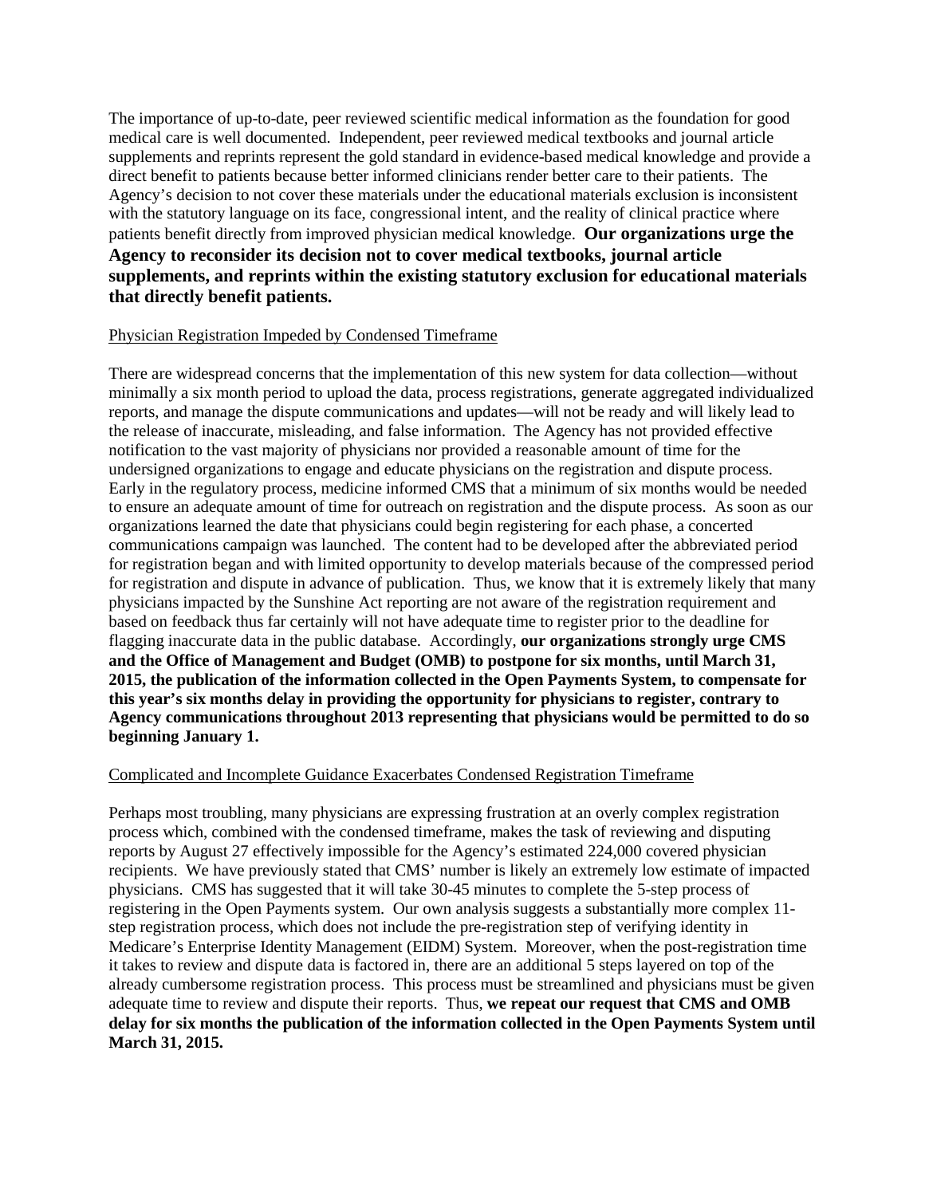The importance of up-to-date, peer reviewed scientific medical information as the foundation for good medical care is well documented. Independent, peer reviewed medical textbooks and journal article supplements and reprints represent the gold standard in evidence-based medical knowledge and provide a direct benefit to patients because better informed clinicians render better care to their patients. The Agency's decision to not cover these materials under the educational materials exclusion is inconsistent with the statutory language on its face, congressional intent, and the reality of clinical practice where patients benefit directly from improved physician medical knowledge. **Our organizations urge the Agency to reconsider its decision not to cover medical textbooks, journal article supplements, and reprints within the existing statutory exclusion for educational materials that directly benefit patients.**

Physician Registration Impeded by Condensed Timeframe

There are widespread concerns that the implementation of this new system for data collection—without minimally a six month period to upload the data, process registrations, generate aggregated individualized reports, and manage the dispute communications and updates—will not be ready and will likely lead to the release of inaccurate, misleading, and false information. The Agency has not provided effective notification to the vast majority of physicians nor provided a reasonable amount of time for the undersigned organizations to engage and educate physicians on the registration and dispute process. Early in the regulatory process, medicine informed CMS that a minimum of six months would be needed to ensure an adequate amount of time for outreach on registration and the dispute process. As soon as our organizations learned the date that physicians could begin registering for each phase, a concerted communications campaign was launched. The content had to be developed after the abbreviated period for registration began and with limited opportunity to develop materials because of the compressed period for registration and dispute in advance of publication. Thus, we know that it is extremely likely that many physicians impacted by the Sunshine Act reporting are not aware of the registration requirement and based on feedback thus far certainly will not have adequate time to register prior to the deadline for flagging inaccurate data in the public database. Accordingly, **our organizations strongly urge CMS and the Office of Management and Budget (OMB) to postpone for six months, until March 31, 2015, the publication of the information collected in the Open Payments System, to compensate for this year's six months delay in providing the opportunity for physicians to register, contrary to Agency communications throughout 2013 representing that physicians would be permitted to do so beginning January 1.**

Complicated and Incomplete Guidance Exacerbates Condensed Registration Timeframe

Perhaps most troubling, many physicians are expressing frustration at an overly complex registration process which, combined with the condensed timeframe, makes the task of reviewing and disputing reports by August 27 effectively impossible for the Agency's estimated 224,000 covered physician recipients. We have previously stated that CMS' number is likely an extremely low estimate of impacted physicians. CMS has suggested that it will take 30-45 minutes to complete the 5-step process of registering in the Open Payments system. Our own analysis suggests a substantially more complex 11-step registration process, which does not include the pre-registration step of verifying identity in Medicare's Enterprise Identity Management (EIDM) System. Moreover, when the post-registration time it takes to review and dispute data is factored in, there are an additional 5 steps layered on top of the already cumbersome registration process. This process must be streamlined and physicians must be given adequate time to review and dispute their reports. Thus, **we repeat our request that CMS and OMB delay for six months the publication of the information collected in the Open Payments System until March 31, 2015.**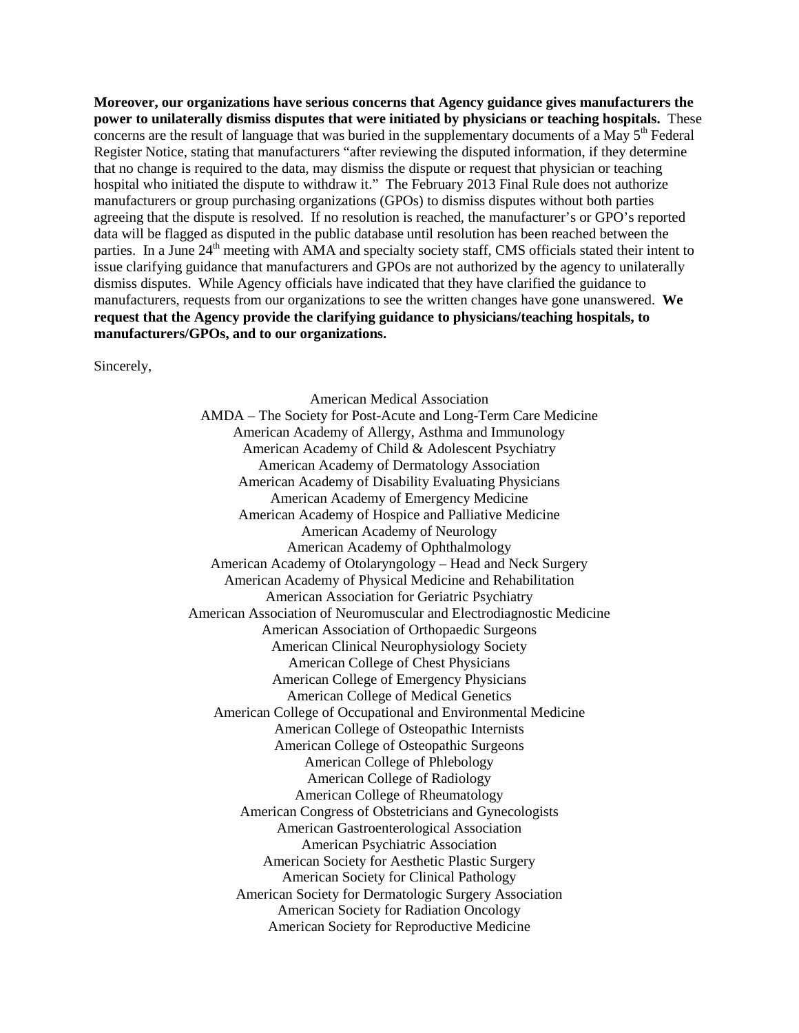**Moreover, our organizations have serious concerns that Agency guidance gives manufacturers the power to unilaterally dismiss disputes that were initiated by physicians or teaching hospitals.** These concerns are the result of language that was buried in the supplementary documents of a May 5th Federal Register Notice, stating that manufacturers "after reviewing the disputed information, if they determine that no change is required to the data, may dismiss the dispute or request that physician or teaching hospital who initiated the dispute to withdraw it." The February 2013 Final Rule does not authorize manufacturers or group purchasing organizations (GPOs) to dismiss disputes without both parties agreeing that the dispute is resolved. If no resolution is reached, the manufacturer's or GPO's reported data will be flagged as disputed in the public database until resolution has been reached between the parties. In a June 24th meeting with AMA and specialty society staff, CMS officials stated their intent to issue clarifying guidance that manufacturers and GPOs are not authorized by the agency to unilaterally dismiss disputes. While Agency officials have indicated that they have clarified the guidance to manufacturers, requests from our organizations to see the written changes have gone unanswered. **We request that the Agency provide the clarifying guidance to physicians/teaching hospitals, to manufacturers/GPOs, and to our organizations.**

Sincerely,

American Medical Association
AMDA – The Society for Post-Acute and Long-Term Care Medicine
American Academy of Allergy, Asthma and Immunology
American Academy of Child & Adolescent Psychiatry
American Academy of Dermatology Association
American Academy of Disability Evaluating Physicians
American Academy of Emergency Medicine
American Academy of Hospice and Palliative Medicine
American Academy of Neurology
American Academy of Ophthalmology
American Academy of Otolaryngology – Head and Neck Surgery
American Academy of Physical Medicine and Rehabilitation
American Association for Geriatric Psychiatry
American Association of Neuromuscular and Electrodiagnostic Medicine
American Association of Orthopaedic Surgeons
American Clinical Neurophysiology Society
American College of Chest Physicians
American College of Emergency Physicians
American College of Medical Genetics
American College of Occupational and Environmental Medicine
American College of Osteopathic Internists
American College of Osteopathic Surgeons
American College of Phlebology
American College of Radiology
American College of Rheumatology
American Congress of Obstetricians and Gynecologists
American Gastroenterological Association
American Psychiatric Association
American Society for Aesthetic Plastic Surgery
American Society for Clinical Pathology
American Society for Dermatologic Surgery Association
American Society for Radiation Oncology
American Society for Reproductive Medicine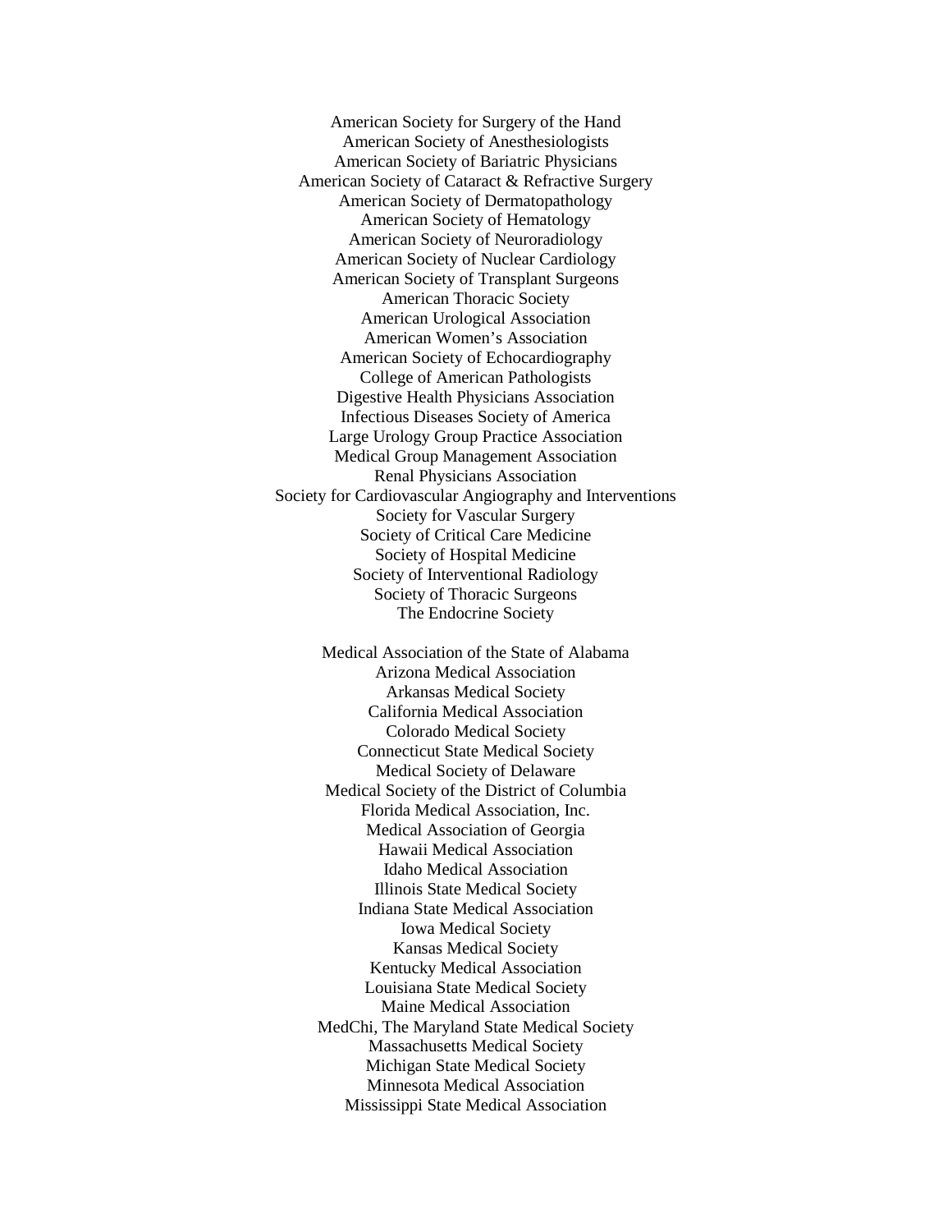American Society for Surgery of the Hand
American Society of Anesthesiologists
American Society of Bariatric Physicians
American Society of Cataract & Refractive Surgery
American Society of Dermatopathology
American Society of Hematology
American Society of Neuroradiology
American Society of Nuclear Cardiology
American Society of Transplant Surgeons
American Thoracic Society
American Urological Association
American Women's Association
American Society of Echocardiography
College of American Pathologists
Digestive Health Physicians Association
Infectious Diseases Society of America
Large Urology Group Practice Association
Medical Group Management Association
Renal Physicians Association
Society for Cardiovascular Angiography and Interventions
Society for Vascular Surgery
Society of Critical Care Medicine
Society of Hospital Medicine
Society of Interventional Radiology
Society of Thoracic Surgeons
The Endocrine Society

Medical Association of the State of Alabama
Arizona Medical Association
Arkansas Medical Society
California Medical Association
Colorado Medical Society
Connecticut State Medical Society
Medical Society of Delaware
Medical Society of the District of Columbia
Florida Medical Association, Inc.
Medical Association of Georgia
Hawaii Medical Association
Idaho Medical Association
Illinois State Medical Society
Indiana State Medical Association
Iowa Medical Society
Kansas Medical Society
Kentucky Medical Association
Louisiana State Medical Society
Maine Medical Association
MedChi, The Maryland State Medical Society
Massachusetts Medical Society
Michigan State Medical Society
Minnesota Medical Association
Mississippi State Medical Association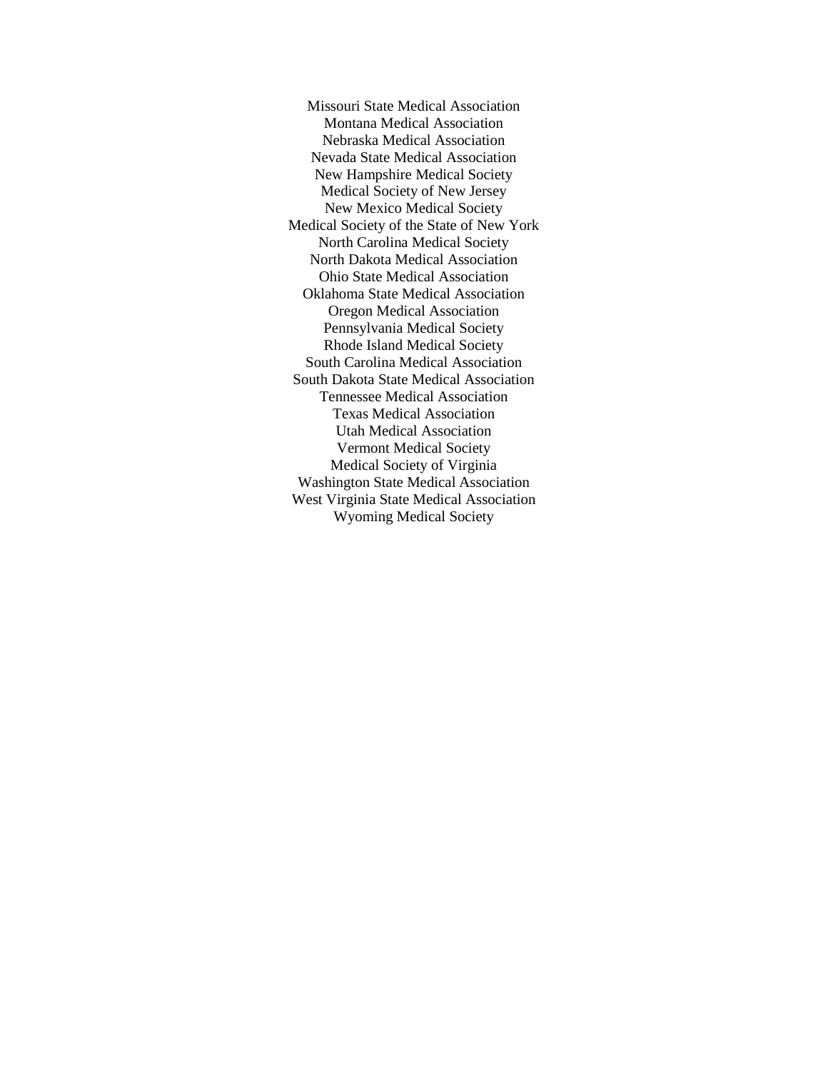Missouri State Medical Association
Montana Medical Association
Nebraska Medical Association
Nevada State Medical Association
New Hampshire Medical Society
Medical Society of New Jersey
New Mexico Medical Society
Medical Society of the State of New York
North Carolina Medical Society
North Dakota Medical Association
Ohio State Medical Association
Oklahoma State Medical Association
Oregon Medical Association
Pennsylvania Medical Society
Rhode Island Medical Society
South Carolina Medical Association
South Dakota State Medical Association
Tennessee Medical Association
Texas Medical Association
Utah Medical Association
Vermont Medical Society
Medical Society of Virginia
Washington State Medical Association
West Virginia State Medical Association
Wyoming Medical Society